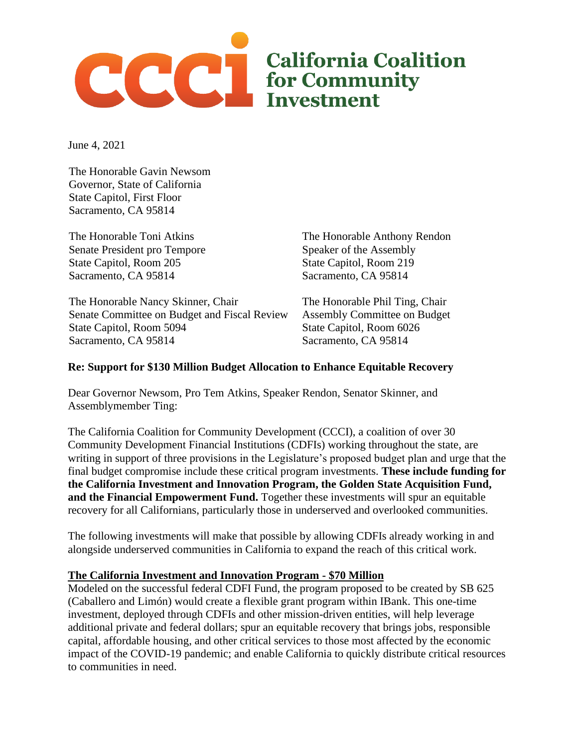# CCCI California Coalition for Community Investment

June 4, 2021

The Honorable Gavin Newsom
Governor, State of California
State Capitol, First Floor
Sacramento, CA 95814

The Honorable Toni Atkins
Senate President pro Tempore
State Capitol, Room 205
Sacramento, CA 95814

The Honorable Anthony Rendon
Speaker of the Assembly
State Capitol, Room 219
Sacramento, CA 95814

The Honorable Nancy Skinner, Chair
Senate Committee on Budget and Fiscal Review
State Capitol, Room 5094
Sacramento, CA 95814

The Honorable Phil Ting, Chair
Assembly Committee on Budget
State Capitol, Room 6026
Sacramento, CA 95814

**Re: Support for $130 Million Budget Allocation to Enhance Equitable Recovery**

Dear Governor Newsom, Pro Tem Atkins, Speaker Rendon, Senator Skinner, and Assemblymember Ting:

The California Coalition for Community Development (CCCI), a coalition of over 30 Community Development Financial Institutions (CDFIs) working throughout the state, are writing in support of three provisions in the Legislature's proposed budget plan and urge that the final budget compromise include these critical program investments. **These include funding for the California Investment and Innovation Program, the Golden State Acquisition Fund, and the Financial Empowerment Fund.** Together these investments will spur an equitable recovery for all Californians, particularly those in underserved and overlooked communities.

The following investments will make that possible by allowing CDFIs already working in and alongside underserved communities in California to expand the reach of this critical work.

**The California Investment and Innovation Program - $70 Million**

Modeled on the successful federal CDFI Fund, the program proposed to be created by SB 625 (Caballero and Limón) would create a flexible grant program within IBank. This one-time investment, deployed through CDFIs and other mission-driven entities, will help leverage additional private and federal dollars; spur an equitable recovery that brings jobs, responsible capital, affordable housing, and other critical services to those most affected by the economic impact of the COVID-19 pandemic; and enable California to quickly distribute critical resources to communities in need.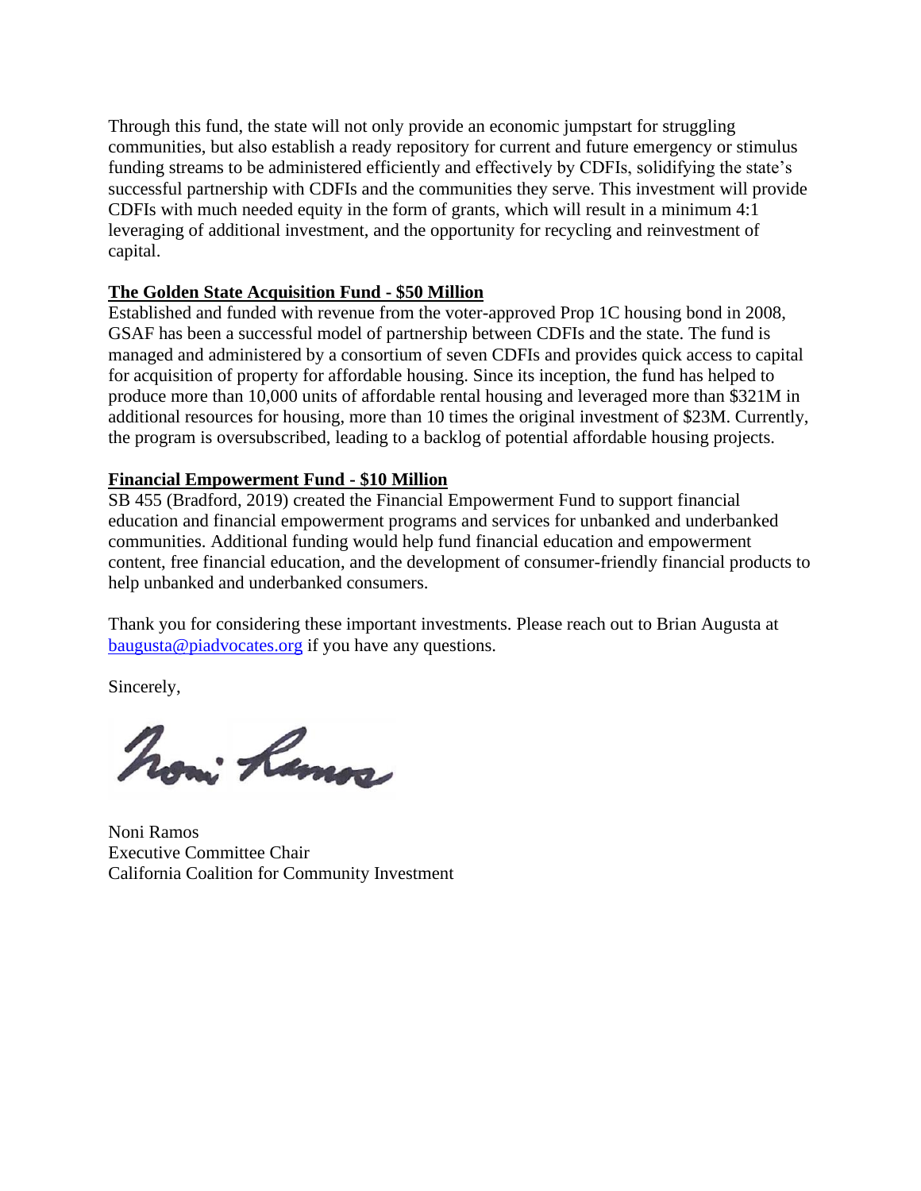Through this fund, the state will not only provide an economic jumpstart for struggling communities, but also establish a ready repository for current and future emergency or stimulus funding streams to be administered efficiently and effectively by CDFIs, solidifying the state's successful partnership with CDFIs and the communities they serve. This investment will provide CDFIs with much needed equity in the form of grants, which will result in a minimum 4:1 leveraging of additional investment, and the opportunity for recycling and reinvestment of capital.

**The Golden State Acquisition Fund - $50 Million**

Established and funded with revenue from the voter-approved Prop 1C housing bond in 2008, GSAF has been a successful model of partnership between CDFIs and the state. The fund is managed and administered by a consortium of seven CDFIs and provides quick access to capital for acquisition of property for affordable housing. Since its inception, the fund has helped to produce more than 10,000 units of affordable rental housing and leveraged more than $321M in additional resources for housing, more than 10 times the original investment of $23M. Currently, the program is oversubscribed, leading to a backlog of potential affordable housing projects.

**Financial Empowerment Fund - $10 Million**

SB 455 (Bradford, 2019) created the Financial Empowerment Fund to support financial education and financial empowerment programs and services for unbanked and underbanked communities. Additional funding would help fund financial education and empowerment content, free financial education, and the development of consumer-friendly financial products to help unbanked and underbanked consumers.

Thank you for considering these important investments. Please reach out to Brian Augusta at baugusta@piadvocates.org if you have any questions.

Sincerely,

Noni Ramos
Executive Committee Chair
California Coalition for Community Investment